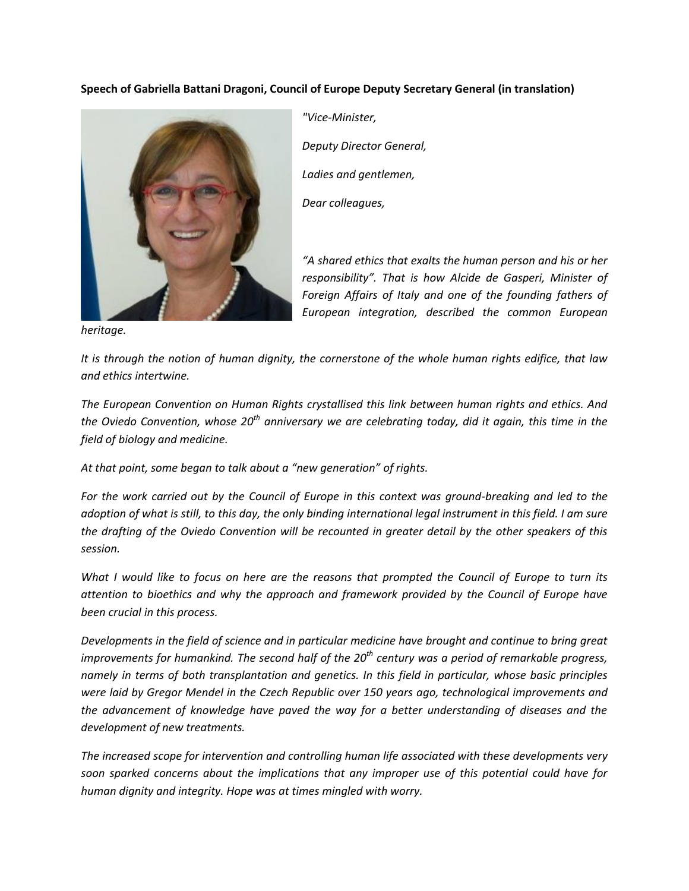**Speech of Gabriella Battani Dragoni, Council of Europe Deputy Secretary General (in translation)**

*"Vice-Minister,*

*Deputy Director General,*

*Ladies and gentlemen,*

*Dear colleagues,*

*"A shared ethics that exalts the human person and his or her responsibility". That is how Alcide de Gasperi, Minister of Foreign Affairs of Italy and one of the founding fathers of European integration, described the common European heritage.*

*It is through the notion of human dignity, the cornerstone of the whole human rights edifice, that law and ethics intertwine.*

*The European Convention on Human Rights crystallised this link between human rights and ethics. And the Oviedo Convention, whose 20th anniversary we are celebrating today, did it again, this time in the field of biology and medicine.*

*At that point, some began to talk about a "new generation" of rights.*

*For the work carried out by the Council of Europe in this context was ground-breaking and led to the adoption of what is still, to this day, the only binding international legal instrument in this field. I am sure the drafting of the Oviedo Convention will be recounted in greater detail by the other speakers of this session.*

*What I would like to focus on here are the reasons that prompted the Council of Europe to turn its attention to bioethics and why the approach and framework provided by the Council of Europe have been crucial in this process.*

*Developments in the field of science and in particular medicine have brought and continue to bring great improvements for humankind. The second half of the 20th century was a period of remarkable progress, namely in terms of both transplantation and genetics. In this field in particular, whose basic principles were laid by Gregor Mendel in the Czech Republic over 150 years ago, technological improvements and the advancement of knowledge have paved the way for a better understanding of diseases and the development of new treatments.*

*The increased scope for intervention and controlling human life associated with these developments very soon sparked concerns about the implications that any improper use of this potential could have for human dignity and integrity. Hope was at times mingled with worry.*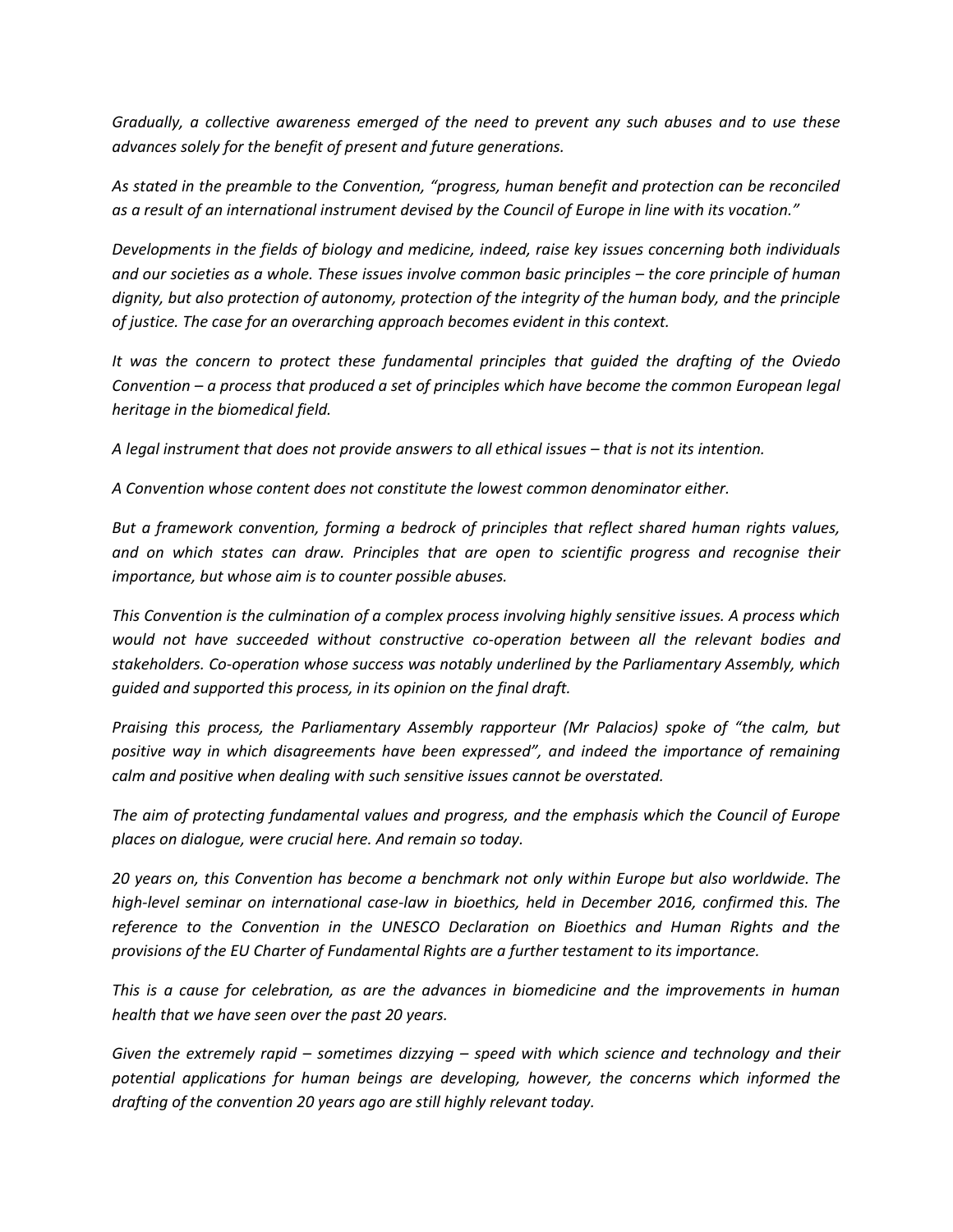*Gradually, a collective awareness emerged of the need to prevent any such abuses and to use these advances solely for the benefit of present and future generations.*

*As stated in the preamble to the Convention, "progress, human benefit and protection can be reconciled as a result of an international instrument devised by the Council of Europe in line with its vocation."*

*Developments in the fields of biology and medicine, indeed, raise key issues concerning both individuals and our societies as a whole. These issues involve common basic principles – the core principle of human dignity, but also protection of autonomy, protection of the integrity of the human body, and the principle of justice. The case for an overarching approach becomes evident in this context.*

*It was the concern to protect these fundamental principles that guided the drafting of the Oviedo Convention – a process that produced a set of principles which have become the common European legal heritage in the biomedical field.*

*A legal instrument that does not provide answers to all ethical issues – that is not its intention.*

*A Convention whose content does not constitute the lowest common denominator either.*

*But a framework convention, forming a bedrock of principles that reflect shared human rights values, and on which states can draw. Principles that are open to scientific progress and recognise their importance, but whose aim is to counter possible abuses.*

*This Convention is the culmination of a complex process involving highly sensitive issues. A process which would not have succeeded without constructive co-operation between all the relevant bodies and stakeholders. Co-operation whose success was notably underlined by the Parliamentary Assembly, which guided and supported this process, in its opinion on the final draft.*

*Praising this process, the Parliamentary Assembly rapporteur (Mr Palacios) spoke of "the calm, but positive way in which disagreements have been expressed", and indeed the importance of remaining calm and positive when dealing with such sensitive issues cannot be overstated.*

*The aim of protecting fundamental values and progress, and the emphasis which the Council of Europe places on dialogue, were crucial here. And remain so today.*

*20 years on, this Convention has become a benchmark not only within Europe but also worldwide. The high-level seminar on international case-law in bioethics, held in December 2016, confirmed this. The reference to the Convention in the UNESCO Declaration on Bioethics and Human Rights and the provisions of the EU Charter of Fundamental Rights are a further testament to its importance.*

*This is a cause for celebration, as are the advances in biomedicine and the improvements in human health that we have seen over the past 20 years.*

*Given the extremely rapid – sometimes dizzying – speed with which science and technology and their potential applications for human beings are developing, however, the concerns which informed the drafting of the convention 20 years ago are still highly relevant today.*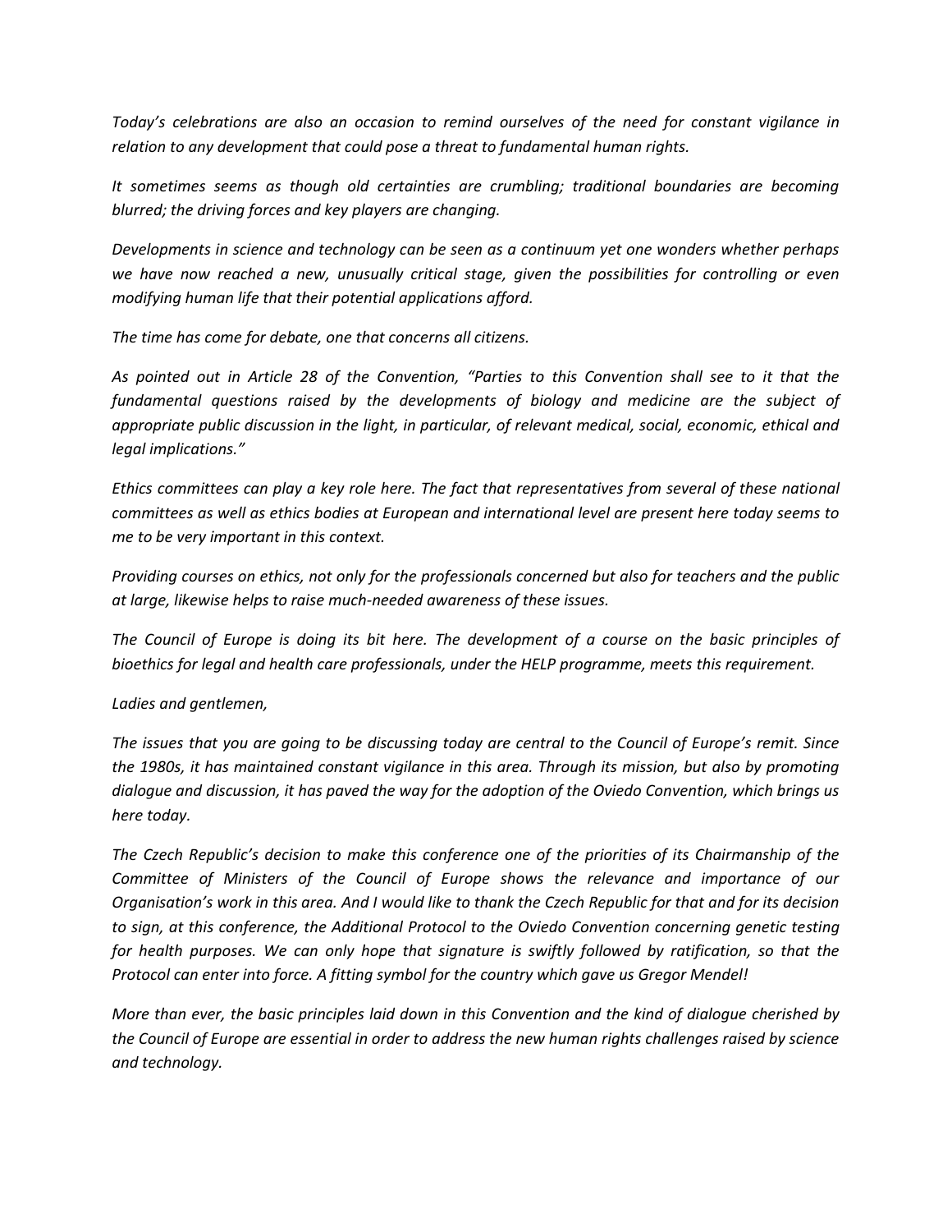*Today's celebrations are also an occasion to remind ourselves of the need for constant vigilance in relation to any development that could pose a threat to fundamental human rights.*

*It sometimes seems as though old certainties are crumbling; traditional boundaries are becoming blurred; the driving forces and key players are changing.*

*Developments in science and technology can be seen as a continuum yet one wonders whether perhaps we have now reached a new, unusually critical stage, given the possibilities for controlling or even modifying human life that their potential applications afford.*

*The time has come for debate, one that concerns all citizens.*

*As pointed out in Article 28 of the Convention, "Parties to this Convention shall see to it that the fundamental questions raised by the developments of biology and medicine are the subject of appropriate public discussion in the light, in particular, of relevant medical, social, economic, ethical and legal implications."*

*Ethics committees can play a key role here. The fact that representatives from several of these national committees as well as ethics bodies at European and international level are present here today seems to me to be very important in this context.*

*Providing courses on ethics, not only for the professionals concerned but also for teachers and the public at large, likewise helps to raise much-needed awareness of these issues.*

*The Council of Europe is doing its bit here. The development of a course on the basic principles of bioethics for legal and health care professionals, under the HELP programme, meets this requirement.*

*Ladies and gentlemen,*

*The issues that you are going to be discussing today are central to the Council of Europe's remit. Since the 1980s, it has maintained constant vigilance in this area. Through its mission, but also by promoting dialogue and discussion, it has paved the way for the adoption of the Oviedo Convention, which brings us here today.*

*The Czech Republic's decision to make this conference one of the priorities of its Chairmanship of the Committee of Ministers of the Council of Europe shows the relevance and importance of our Organisation's work in this area. And I would like to thank the Czech Republic for that and for its decision to sign, at this conference, the Additional Protocol to the Oviedo Convention concerning genetic testing for health purposes. We can only hope that signature is swiftly followed by ratification, so that the Protocol can enter into force. A fitting symbol for the country which gave us Gregor Mendel!*

*More than ever, the basic principles laid down in this Convention and the kind of dialogue cherished by the Council of Europe are essential in order to address the new human rights challenges raised by science and technology.*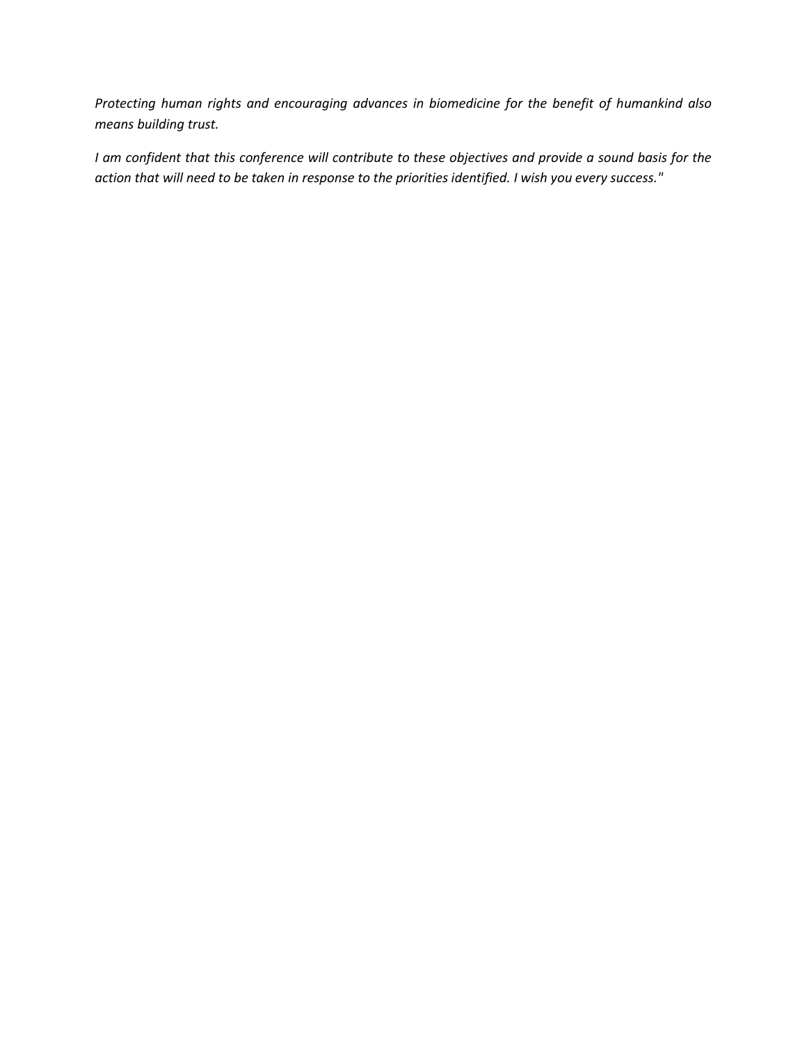*Protecting human rights and encouraging advances in biomedicine for the benefit of humankind also means building trust.*

*I am confident that this conference will contribute to these objectives and provide a sound basis for the action that will need to be taken in response to the priorities identified. I wish you every success."*